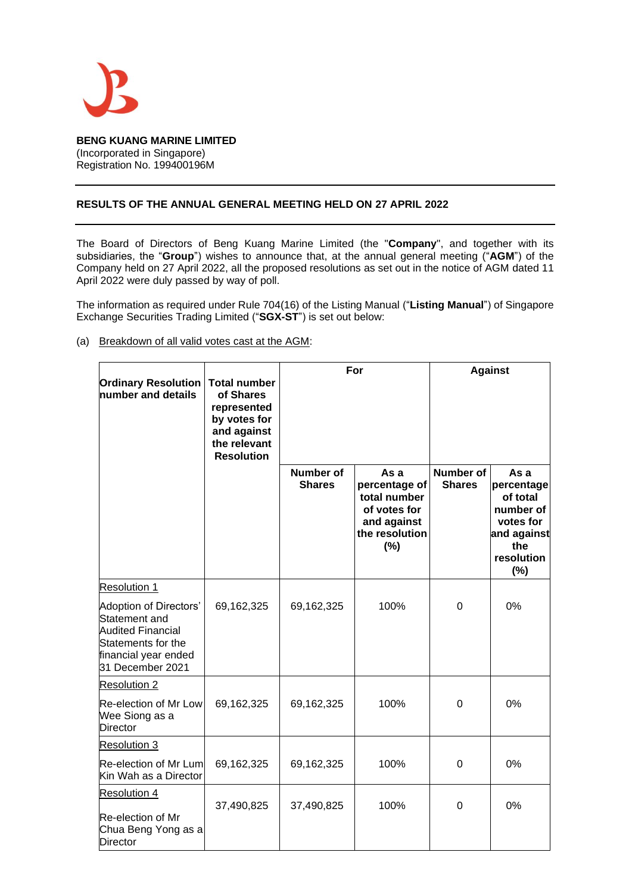**BENG KUANG MARINE LIMITED**
(Incorporated in Singapore)
Registration No. 199400196M

## RESULTS OF THE ANNUAL GENERAL MEETING HELD ON 27 APRIL 2022

The Board of Directors of Beng Kuang Marine Limited (the "**Company**", and together with its subsidiaries, the "**Group**") wishes to announce that, at the annual general meeting ("**AGM**") of the Company held on 27 April 2022, all the proposed resolutions as set out in the notice of AGM dated 11 April 2022 were duly passed by way of poll.

The information as required under Rule 704(16) of the Listing Manual ("**Listing Manual**") of Singapore Exchange Securities Trading Limited ("**SGX-ST**") is set out below:

(a) Breakdown of all valid votes cast at the AGM:

| Ordinary Resolution number and details | Total number of Shares represented by votes for and against the relevant Resolution | For | | Against | |
|---|---|---|---|---|---|
| | | Number of Shares | As a percentage of total number of votes for and against the resolution (%) | Number of Shares | As a percentage of total number of votes for and against the resolution (%) |
| Resolution 1<br>Adoption of Directors' Statement and Audited Financial Statements for the financial year ended 31 December 2021 | 69,162,325 | 69,162,325 | 100% | 0 | 0% |
| Resolution 2<br>Re-election of Mr Low Wee Siong as a Director | 69,162,325 | 69,162,325 | 100% | 0 | 0% |
| Resolution 3<br>Re-election of Mr Lum Kin Wah as a Director | 69,162,325 | 69,162,325 | 100% | 0 | 0% |
| Resolution 4<br>Re-election of Mr Chua Beng Yong as a Director | 37,490,825 | 37,490,825 | 100% | 0 | 0% |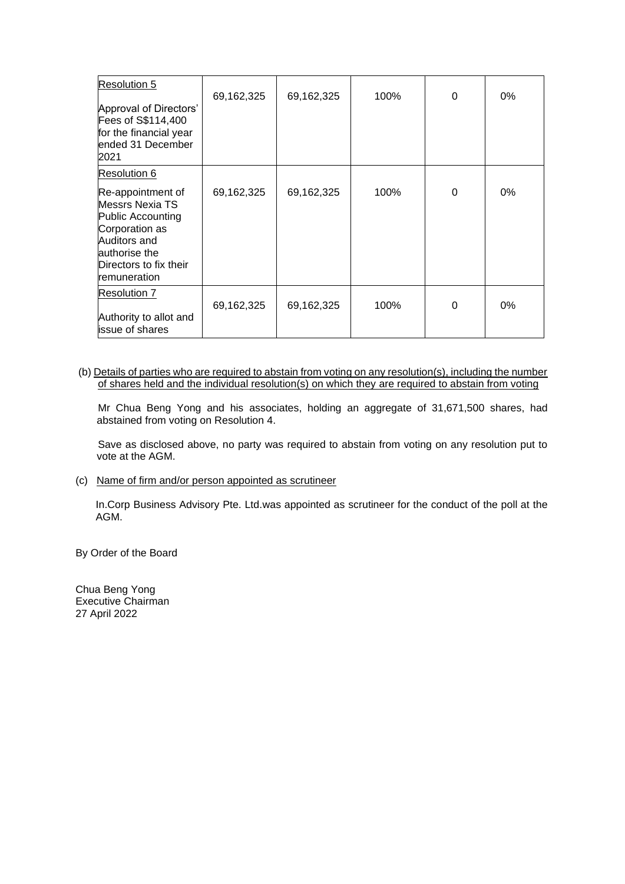| | | | | | |
|---|---|---|---|---|---|
| Resolution 5<br><br>Approval of Directors' Fees of S$114,400 for the financial year ended 31 December 2021 | 69,162,325 | 69,162,325 | 100% | 0 | 0% |
| Resolution 6<br><br>Re-appointment of Messrs Nexia TS Public Accounting Corporation as Auditors and authorise the Directors to fix their remuneration | 69,162,325 | 69,162,325 | 100% | 0 | 0% |
| Resolution 7<br><br>Authority to allot and issue of shares | 69,162,325 | 69,162,325 | 100% | 0 | 0% |

(b) Details of parties who are required to abstain from voting on any resolution(s), including the number of shares held and the individual resolution(s) on which they are required to abstain from voting

Mr Chua Beng Yong and his associates, holding an aggregate of 31,671,500 shares, had abstained from voting on Resolution 4.

Save as disclosed above, no party was required to abstain from voting on any resolution put to vote at the AGM.

(c) Name of firm and/or person appointed as scrutineer

In.Corp Business Advisory Pte. Ltd.was appointed as scrutineer for the conduct of the poll at the AGM.

By Order of the Board

Chua Beng Yong
Executive Chairman
27 April 2022